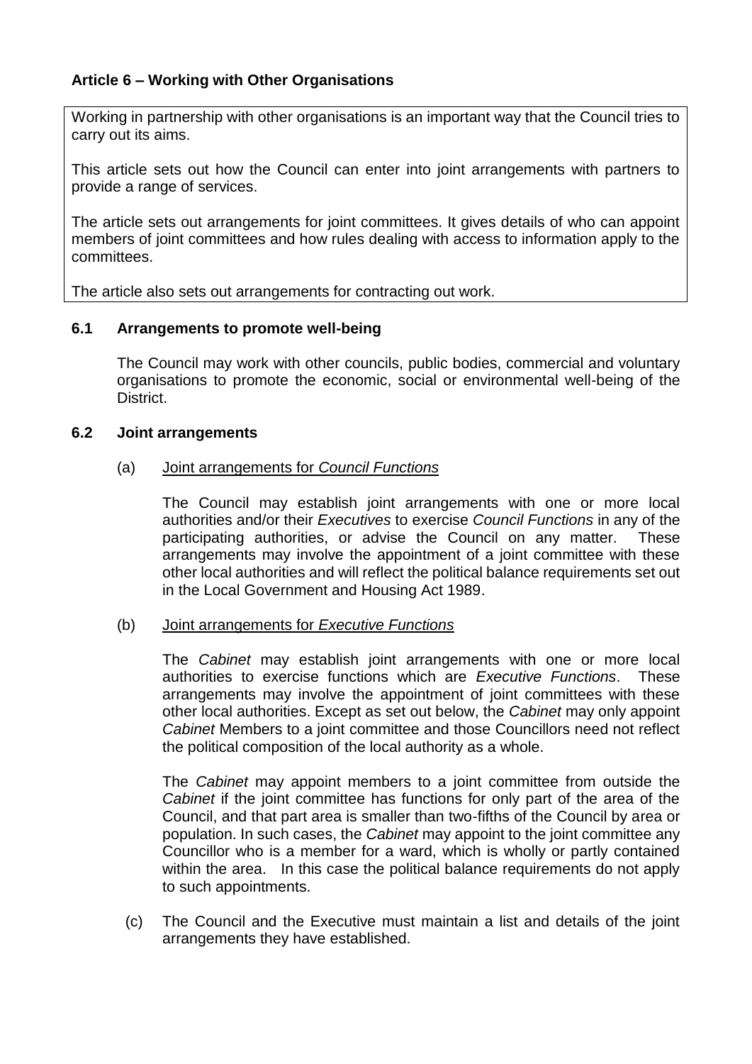## Article 6 – Working with Other Organisations

Working in partnership with other organisations is an important way that the Council tries to carry out its aims.

This article sets out how the Council can enter into joint arrangements with partners to provide a range of services.

The article sets out arrangements for joint committees. It gives details of who can appoint members of joint committees and how rules dealing with access to information apply to the committees.

The article also sets out arrangements for contracting out work.

### 6.1 Arrangements to promote well-being

The Council may work with other councils, public bodies, commercial and voluntary organisations to promote the economic, social or environmental well-being of the District.

### 6.2 Joint arrangements

(a) Joint arrangements for *Council Functions*

The Council may establish joint arrangements with one or more local authorities and/or their *Executives* to exercise *Council Functions* in any of the participating authorities, or advise the Council on any matter. These arrangements may involve the appointment of a joint committee with these other local authorities and will reflect the political balance requirements set out in the Local Government and Housing Act 1989.

(b) Joint arrangements for *Executive Functions*

The *Cabinet* may establish joint arrangements with one or more local authorities to exercise functions which are *Executive Functions*. These arrangements may involve the appointment of joint committees with these other local authorities. Except as set out below, the *Cabinet* may only appoint *Cabinet* Members to a joint committee and those Councillors need not reflect the political composition of the local authority as a whole.

The *Cabinet* may appoint members to a joint committee from outside the *Cabinet* if the joint committee has functions for only part of the area of the Council, and that part area is smaller than two-fifths of the Council by area or population. In such cases, the *Cabinet* may appoint to the joint committee any Councillor who is a member for a ward, which is wholly or partly contained within the area. In this case the political balance requirements do not apply to such appointments.

(c) The Council and the Executive must maintain a list and details of the joint arrangements they have established.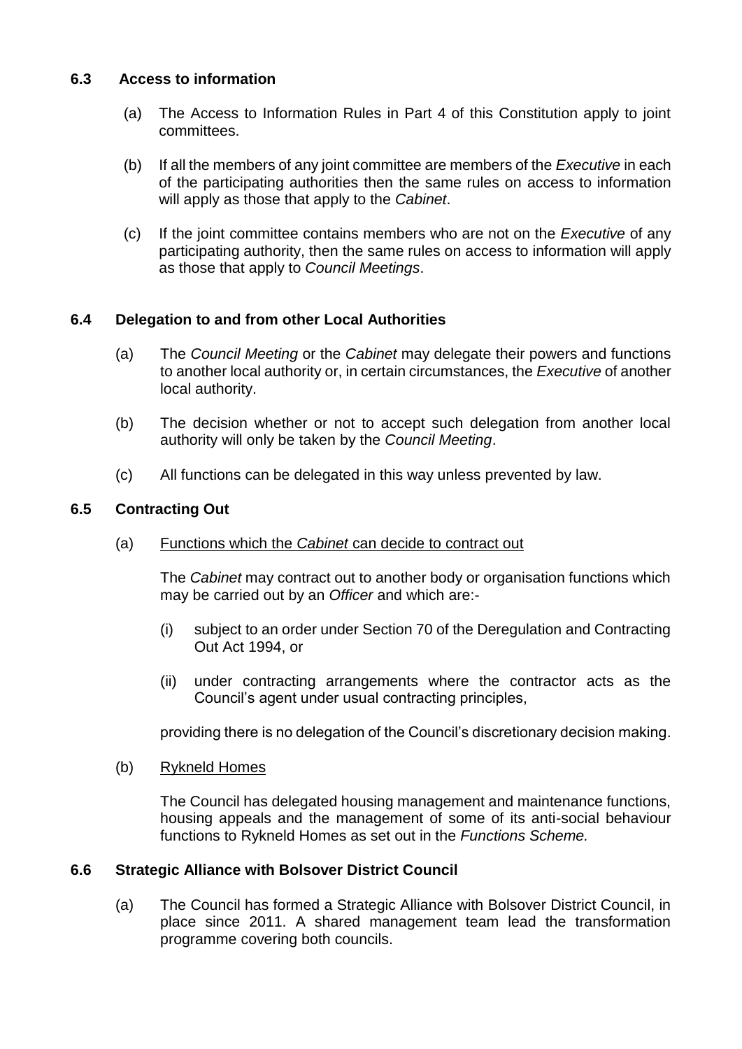### 6.3 Access to information

(a) The Access to Information Rules in Part 4 of this Constitution apply to joint committees.

(b) If all the members of any joint committee are members of the *Executive* in each of the participating authorities then the same rules on access to information will apply as those that apply to the *Cabinet*.

(c) If the joint committee contains members who are not on the *Executive* of any participating authority, then the same rules on access to information will apply as those that apply to *Council Meetings*.

### 6.4 Delegation to and from other Local Authorities

(a) The *Council Meeting* or the *Cabinet* may delegate their powers and functions to another local authority or, in certain circumstances, the *Executive* of another local authority.

(b) The decision whether or not to accept such delegation from another local authority will only be taken by the *Council Meeting*.

(c) All functions can be delegated in this way unless prevented by law.

### 6.5 Contracting Out

(a) Functions which the *Cabinet* can decide to contract out

The *Cabinet* may contract out to another body or organisation functions which may be carried out by an *Officer* and which are:-

(i) subject to an order under Section 70 of the Deregulation and Contracting Out Act 1994, or

(ii) under contracting arrangements where the contractor acts as the Council's agent under usual contracting principles,

providing there is no delegation of the Council's discretionary decision making.

(b) Rykneld Homes

The Council has delegated housing management and maintenance functions, housing appeals and the management of some of its anti-social behaviour functions to Rykneld Homes as set out in the *Functions Scheme.*

### 6.6 Strategic Alliance with Bolsover District Council

(a) The Council has formed a Strategic Alliance with Bolsover District Council, in place since 2011. A shared management team lead the transformation programme covering both councils.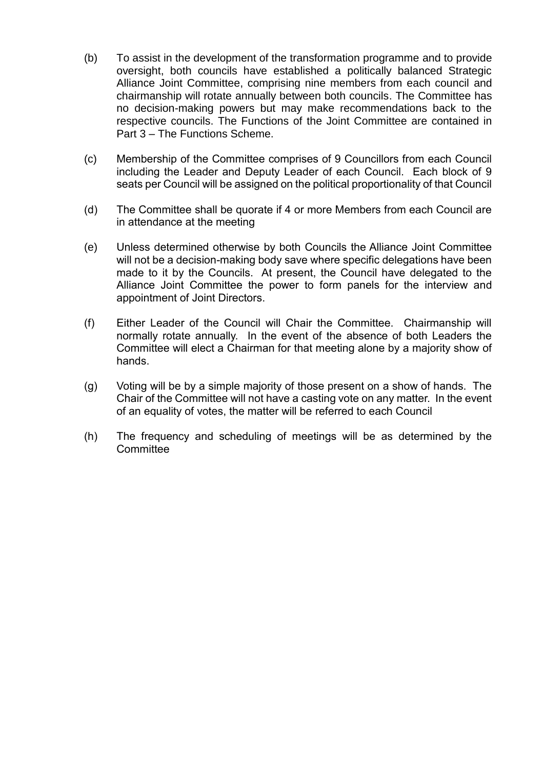(b) To assist in the development of the transformation programme and to provide oversight, both councils have established a politically balanced Strategic Alliance Joint Committee, comprising nine members from each council and chairmanship will rotate annually between both councils. The Committee has no decision-making powers but may make recommendations back to the respective councils. The Functions of the Joint Committee are contained in Part 3 – The Functions Scheme.

(c) Membership of the Committee comprises of 9 Councillors from each Council including the Leader and Deputy Leader of each Council. Each block of 9 seats per Council will be assigned on the political proportionality of that Council

(d) The Committee shall be quorate if 4 or more Members from each Council are in attendance at the meeting

(e) Unless determined otherwise by both Councils the Alliance Joint Committee will not be a decision-making body save where specific delegations have been made to it by the Councils. At present, the Council have delegated to the Alliance Joint Committee the power to form panels for the interview and appointment of Joint Directors.

(f) Either Leader of the Council will Chair the Committee. Chairmanship will normally rotate annually. In the event of the absence of both Leaders the Committee will elect a Chairman for that meeting alone by a majority show of hands.

(g) Voting will be by a simple majority of those present on a show of hands. The Chair of the Committee will not have a casting vote on any matter. In the event of an equality of votes, the matter will be referred to each Council

(h) The frequency and scheduling of meetings will be as determined by the Committee